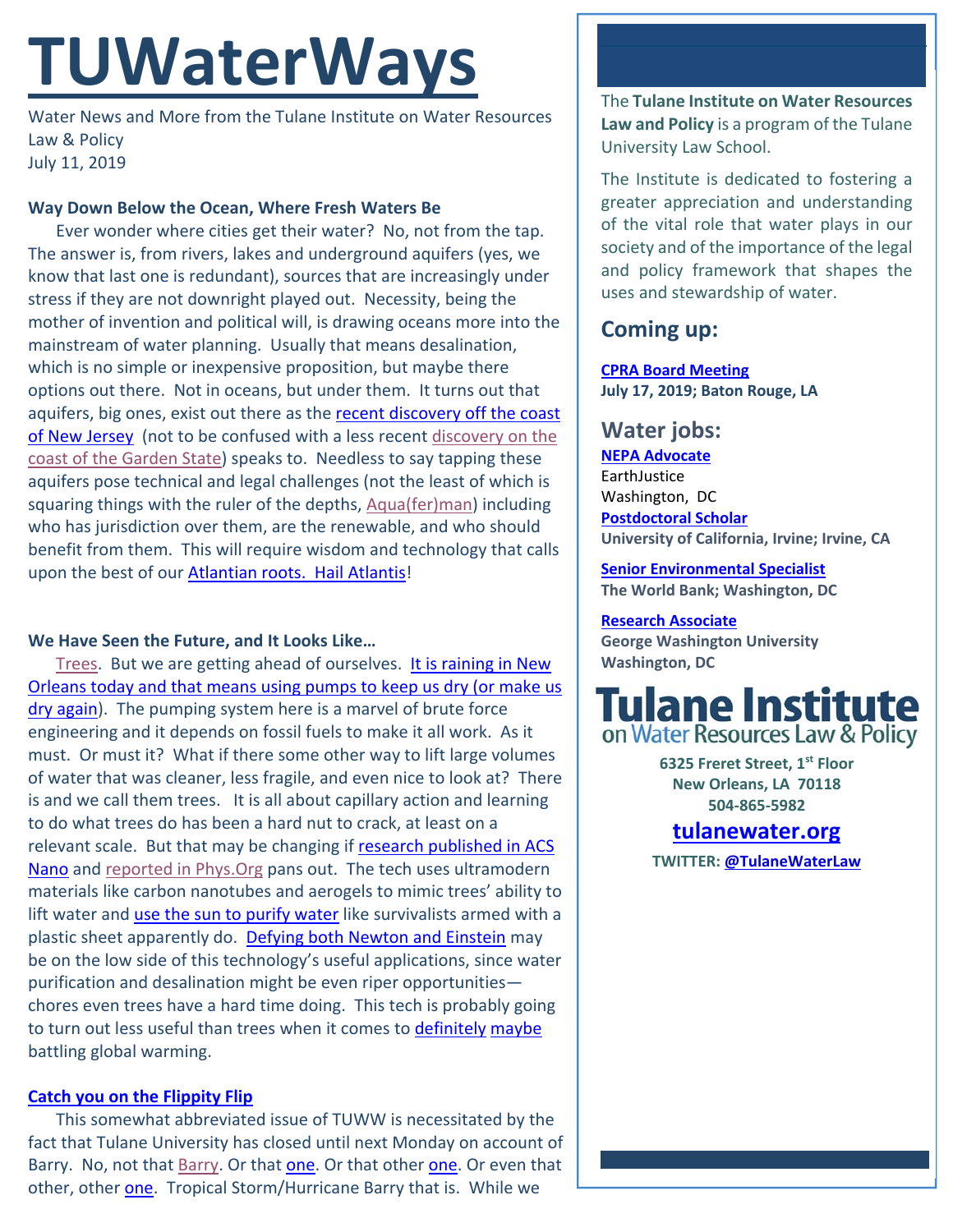# TUWaterWays

Water News and More from the Tulane Institute on Water Resources Law & Policy
July 11, 2019

**Way Down Below the Ocean, Where Fresh Waters Be**

Ever wonder where cities get their water? No, not from the tap. The answer is, from rivers, lakes and underground aquifers (yes, we know that last one is redundant), sources that are increasingly under stress if they are not downright played out. Necessity, being the mother of invention and political will, is drawing oceans more into the mainstream of water planning. Usually that means desalination, which is no simple or inexpensive proposition, but maybe there options out there. Not in oceans, but under them. It turns out that aquifers, big ones, exist out there as the recent discovery off the coast of New Jersey (not to be confused with a less recent discovery on the coast of the Garden State) speaks to. Needless to say tapping these aquifers pose technical and legal challenges (not the least of which is squaring things with the ruler of the depths, Aqua(fer)man) including who has jurisdiction over them, are the renewable, and who should benefit from them. This will require wisdom and technology that calls upon the best of our Atlantian roots. Hail Atlantis!

**We Have Seen the Future, and It Looks Like…**

Trees. But we are getting ahead of ourselves. It is raining in New Orleans today and that means using pumps to keep us dry (or make us dry again). The pumping system here is a marvel of brute force engineering and it depends on fossil fuels to make it all work. As it must. Or must it? What if there some other way to lift large volumes of water that was cleaner, less fragile, and even nice to look at? There is and we call them trees. It is all about capillary action and learning to do what trees do has been a hard nut to crack, at least on a relevant scale. But that may be changing if research published in ACS Nano and reported in Phys.Org pans out. The tech uses ultramodern materials like carbon nanotubes and aerogels to mimic trees' ability to lift water and use the sun to purify water like survivalists armed with a plastic sheet apparently do. Defying both Newton and Einstein may be on the low side of this technology's useful applications, since water purification and desalination might be even riper opportunities—chores even trees have a hard time doing. This tech is probably going to turn out less useful than trees when it comes to definitely maybe battling global warming.

**Catch you on the Flippity Flip**

This somewhat abbreviated issue of TUWW is necessitated by the fact that Tulane University has closed until next Monday on account of Barry. No, not that Barry. Or that one. Or that other one. Or even that other, other one. Tropical Storm/Hurricane Barry that is. While we

---

The **Tulane Institute on Water Resources Law and Policy** is a program of the Tulane University Law School.

The Institute is dedicated to fostering a greater appreciation and understanding of the vital role that water plays in our society and of the importance of the legal and policy framework that shapes the uses and stewardship of water.

## Coming up:

**CPRA Board Meeting**
**July 17, 2019; Baton Rouge, LA**

## Water jobs:

**NEPA Advocate**
EarthJustice
Washington, DC

**Postdoctoral Scholar**
**University of California, Irvine; Irvine, CA**

**Senior Environmental Specialist**
**The World Bank; Washington, DC**

**Research Associate**
**George Washington University**
**Washington, DC**

**Tulane Institute on Water Resources Law & Policy**

**6325 Freret Street, 1st Floor**
**New Orleans, LA 70118**
**504-865-5982**

**tulanewater.org**

**TWITTER: @TulaneWaterLaw**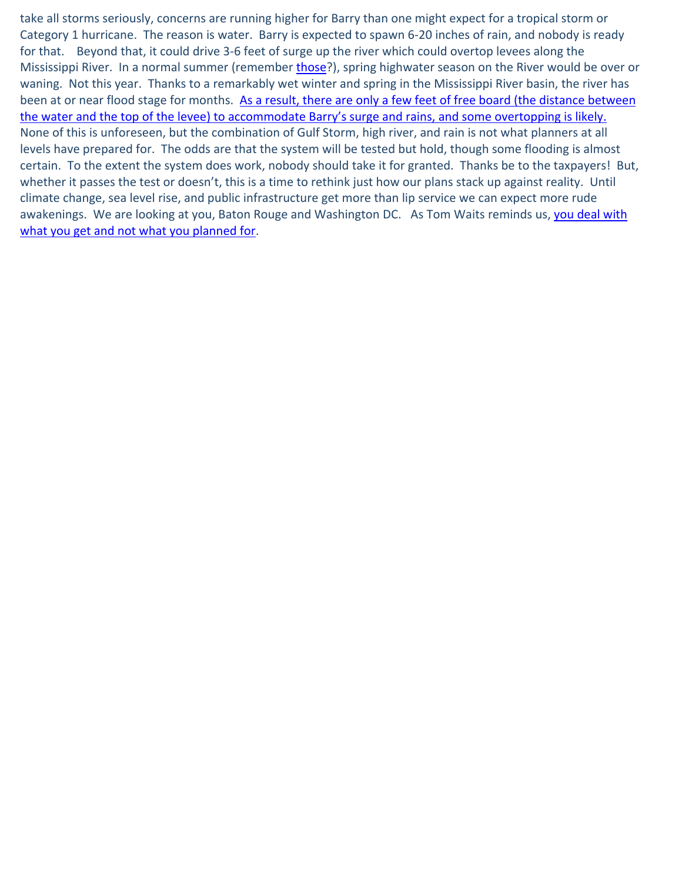take all storms seriously, concerns are running higher for Barry than one might expect for a tropical storm or Category 1 hurricane. The reason is water. Barry is expected to spawn 6-20 inches of rain, and nobody is ready for that. Beyond that, it could drive 3-6 feet of surge up the river which could overtop levees along the Mississippi River. In a normal summer (remember those?), spring highwater season on the River would be over or waning. Not this year. Thanks to a remarkably wet winter and spring in the Mississippi River basin, the river has been at or near flood stage for months. As a result, there are only a few feet of free board (the distance between the water and the top of the levee) to accommodate Barry's surge and rains, and some overtopping is likely. None of this is unforeseen, but the combination of Gulf Storm, high river, and rain is not what planners at all levels have prepared for. The odds are that the system will be tested but hold, though some flooding is almost certain. To the extent the system does work, nobody should take it for granted. Thanks be to the taxpayers! But, whether it passes the test or doesn't, this is a time to rethink just how our plans stack up against reality. Until climate change, sea level rise, and public infrastructure get more than lip service we can expect more rude awakenings. We are looking at you, Baton Rouge and Washington DC. As Tom Waits reminds us, you deal with what you get and not what you planned for.